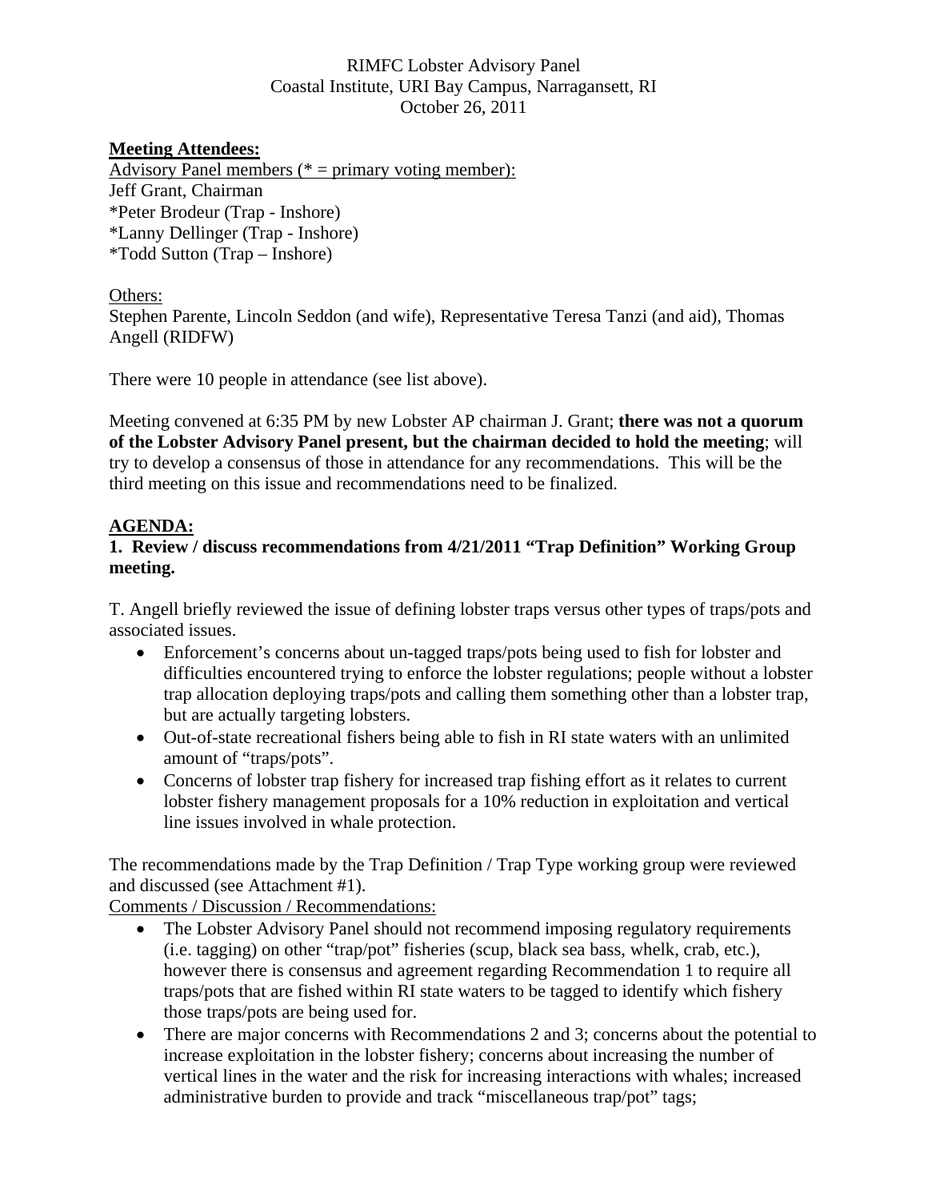RIMFC Lobster Advisory Panel
Coastal Institute, URI Bay Campus, Narragansett, RI
October 26, 2011

**Meeting Attendees:**

Advisory Panel members (* = primary voting member):
Jeff Grant, Chairman
*Peter Brodeur (Trap - Inshore)
*Lanny Dellinger (Trap - Inshore)
*Todd Sutton (Trap – Inshore)

Others:
Stephen Parente, Lincoln Seddon (and wife), Representative Teresa Tanzi (and aid), Thomas Angell (RIDFW)

There were 10 people in attendance (see list above).

Meeting convened at 6:35 PM by new Lobster AP chairman J. Grant; **there was not a quorum of the Lobster Advisory Panel present, but the chairman decided to hold the meeting**; will try to develop a consensus of those in attendance for any recommendations. This will be the third meeting on this issue and recommendations need to be finalized.

## AGENDA:

### 1. Review / discuss recommendations from 4/21/2011 "Trap Definition" Working Group meeting.

T. Angell briefly reviewed the issue of defining lobster traps versus other types of traps/pots and associated issues.

- Enforcement's concerns about un-tagged traps/pots being used to fish for lobster and difficulties encountered trying to enforce the lobster regulations; people without a lobster trap allocation deploying traps/pots and calling them something other than a lobster trap, but are actually targeting lobsters.
- Out-of-state recreational fishers being able to fish in RI state waters with an unlimited amount of "traps/pots".
- Concerns of lobster trap fishery for increased trap fishing effort as it relates to current lobster fishery management proposals for a 10% reduction in exploitation and vertical line issues involved in whale protection.

The recommendations made by the Trap Definition / Trap Type working group were reviewed and discussed (see Attachment #1).

Comments / Discussion / Recommendations:

- The Lobster Advisory Panel should not recommend imposing regulatory requirements (i.e. tagging) on other "trap/pot" fisheries (scup, black sea bass, whelk, crab, etc.), however there is consensus and agreement regarding Recommendation 1 to require all traps/pots that are fished within RI state waters to be tagged to identify which fishery those traps/pots are being used for.
- There are major concerns with Recommendations 2 and 3; concerns about the potential to increase exploitation in the lobster fishery; concerns about increasing the number of vertical lines in the water and the risk for increasing interactions with whales; increased administrative burden to provide and track "miscellaneous trap/pot" tags;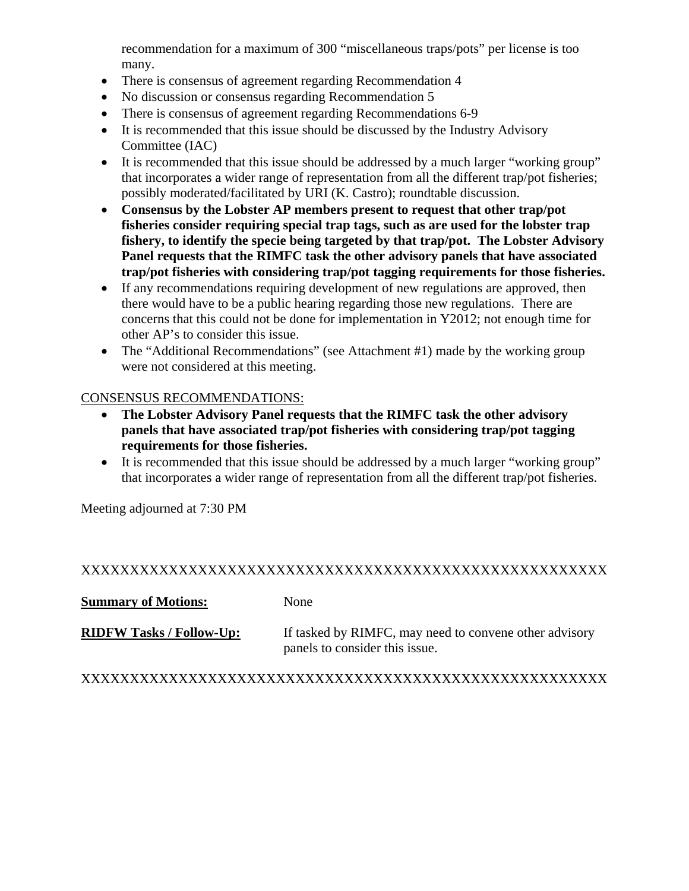recommendation for a maximum of 300 "miscellaneous traps/pots" per license is too many.

- There is consensus of agreement regarding Recommendation 4
- No discussion or consensus regarding Recommendation 5
- There is consensus of agreement regarding Recommendations 6-9
- It is recommended that this issue should be discussed by the Industry Advisory Committee (IAC)
- It is recommended that this issue should be addressed by a much larger "working group" that incorporates a wider range of representation from all the different trap/pot fisheries; possibly moderated/facilitated by URI (K. Castro); roundtable discussion.
- **Consensus by the Lobster AP members present to request that other trap/pot fisheries consider requiring special trap tags, such as are used for the lobster trap fishery, to identify the specie being targeted by that trap/pot. The Lobster Advisory Panel requests that the RIMFC task the other advisory panels that have associated trap/pot fisheries with considering trap/pot tagging requirements for those fisheries.**
- If any recommendations requiring development of new regulations are approved, then there would have to be a public hearing regarding those new regulations. There are concerns that this could not be done for implementation in Y2012; not enough time for other AP's to consider this issue.
- The "Additional Recommendations" (see Attachment #1) made by the working group were not considered at this meeting.

CONSENSUS RECOMMENDATIONS:

- **The Lobster Advisory Panel requests that the RIMFC task the other advisory panels that have associated trap/pot fisheries with considering trap/pot tagging requirements for those fisheries.**
- It is recommended that this issue should be addressed by a much larger "working group" that incorporates a wider range of representation from all the different trap/pot fisheries.

Meeting adjourned at 7:30 PM

XXXXXXXXXXXXXXXXXXXXXXXXXXXXXXXXXXXXXXXXXXXXXXXXXXXXX

**Summary of Motions:** None

**RIDFW Tasks / Follow-Up:** If tasked by RIMFC, may need to convene other advisory panels to consider this issue.

XXXXXXXXXXXXXXXXXXXXXXXXXXXXXXXXXXXXXXXXXXXXXXXXXXXXX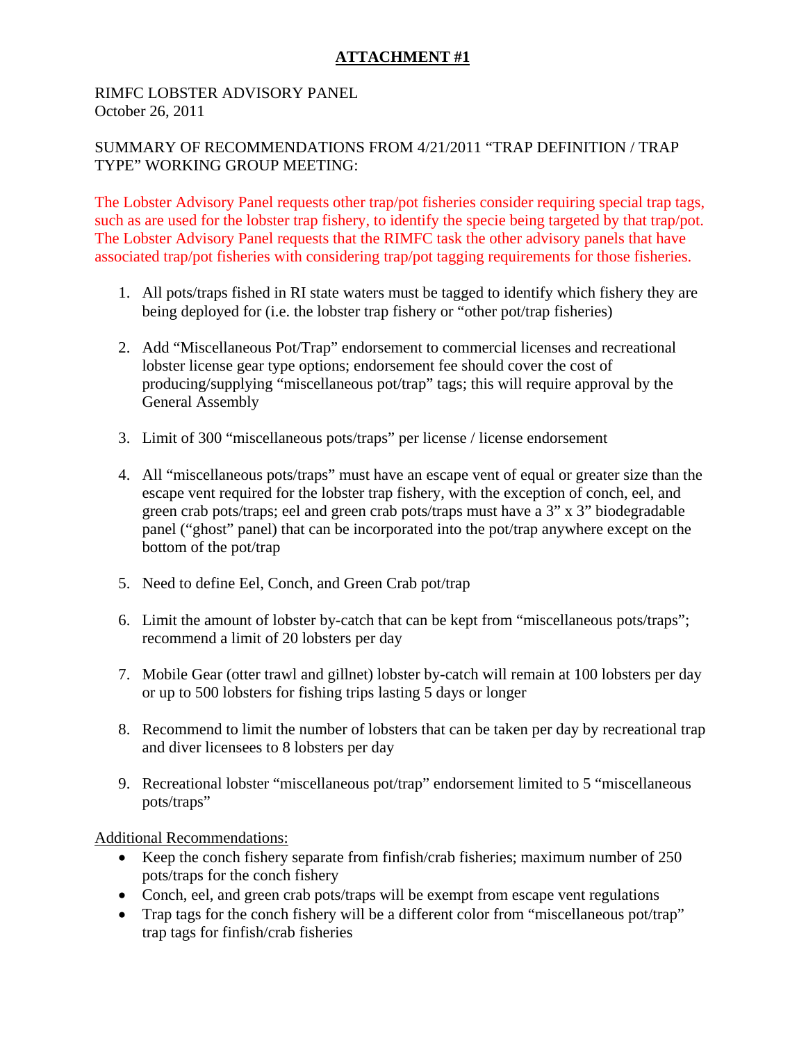# ATTACHMENT #1

RIMFC LOBSTER ADVISORY PANEL
October 26, 2011

SUMMARY OF RECOMMENDATIONS FROM 4/21/2011 "TRAP DEFINITION / TRAP TYPE" WORKING GROUP MEETING:

The Lobster Advisory Panel requests other trap/pot fisheries consider requiring special trap tags, such as are used for the lobster trap fishery, to identify the specie being targeted by that trap/pot. The Lobster Advisory Panel requests that the RIMFC task the other advisory panels that have associated trap/pot fisheries with considering trap/pot tagging requirements for those fisheries.

1. All pots/traps fished in RI state waters must be tagged to identify which fishery they are being deployed for (i.e. the lobster trap fishery or "other pot/trap fisheries)
2. Add "Miscellaneous Pot/Trap" endorsement to commercial licenses and recreational lobster license gear type options; endorsement fee should cover the cost of producing/supplying "miscellaneous pot/trap" tags; this will require approval by the General Assembly
3. Limit of 300 "miscellaneous pots/traps" per license / license endorsement
4. All "miscellaneous pots/traps" must have an escape vent of equal or greater size than the escape vent required for the lobster trap fishery, with the exception of conch, eel, and green crab pots/traps; eel and green crab pots/traps must have a 3" x 3" biodegradable panel ("ghost" panel) that can be incorporated into the pot/trap anywhere except on the bottom of the pot/trap
5. Need to define Eel, Conch, and Green Crab pot/trap
6. Limit the amount of lobster by-catch that can be kept from "miscellaneous pots/traps"; recommend a limit of 20 lobsters per day
7. Mobile Gear (otter trawl and gillnet) lobster by-catch will remain at 100 lobsters per day or up to 500 lobsters for fishing trips lasting 5 days or longer
8. Recommend to limit the number of lobsters that can be taken per day by recreational trap and diver licensees to 8 lobsters per day
9. Recreational lobster "miscellaneous pot/trap" endorsement limited to 5 "miscellaneous pots/traps"

Additional Recommendations:

- Keep the conch fishery separate from finfish/crab fisheries; maximum number of 250 pots/traps for the conch fishery
- Conch, eel, and green crab pots/traps will be exempt from escape vent regulations
- Trap tags for the conch fishery will be a different color from "miscellaneous pot/trap" trap tags for finfish/crab fisheries